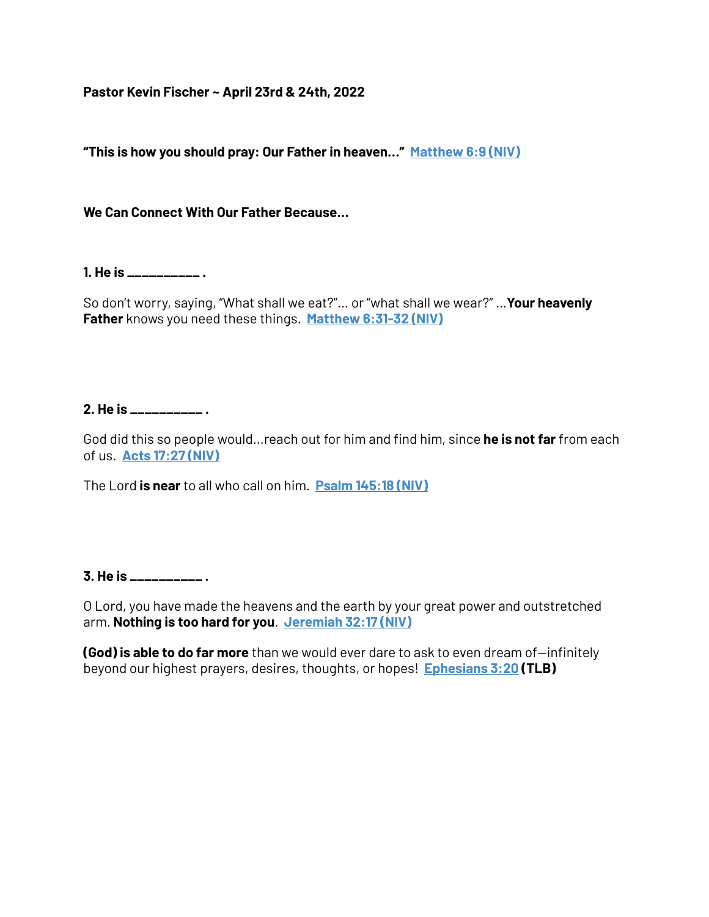**Pastor Kevin Fischer ~ April 23rd & 24th, 2022**

**"This is how you should pray: Our Father in heaven..."** **Matthew 6:9 (NIV)**

**We Can Connect With Our Father Because...**

**1. He is __________ .**

So don't worry, saying, "What shall we eat?"... or "what shall we wear?" ...**Your heavenly Father** knows you need these things. **Matthew 6:31-32 (NIV)**

**2. He is __________ .**

God did this so people would...reach out for him and find him, since **he is not far** from each of us. **Acts 17:27 (NIV)**

The Lord **is near** to all who call on him. **Psalm 145:18 (NIV)**

**3. He is __________ .**

O Lord, you have made the heavens and the earth by your great power and outstretched arm. **Nothing is too hard for you**. **Jeremiah 32:17 (NIV)**

**(God) is able to do far more** than we would ever dare to ask to even dream of—infinitely beyond our highest prayers, desires, thoughts, or hopes! **Ephesians 3:20** **(TLB)**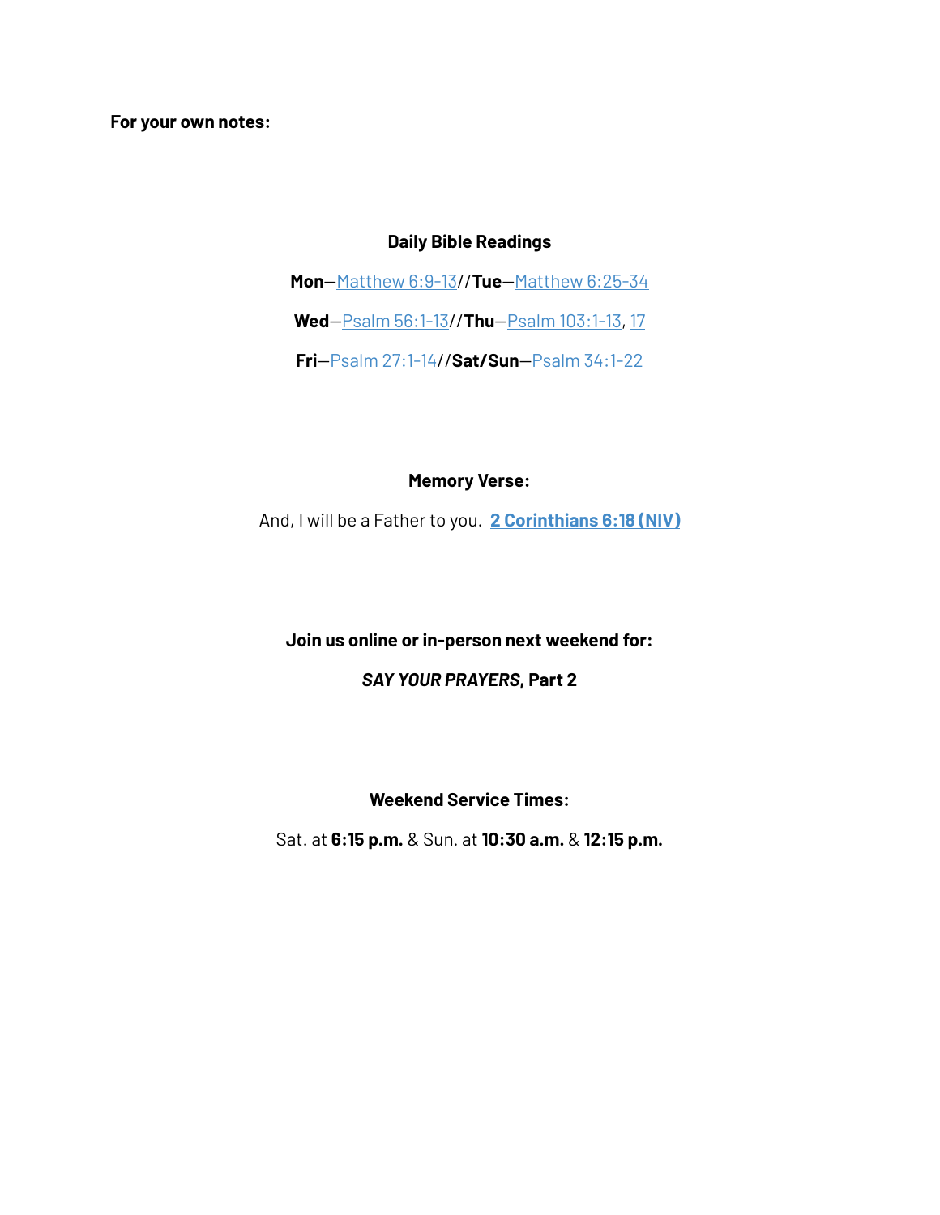**For your own notes:**

**Daily Bible Readings**

**Mon**—Matthew 6:9-13//**Tue**—Matthew 6:25-34

**Wed**—Psalm 56:1-13//**Thu**—Psalm 103:1-13, 17

**Fri**—Psalm 27:1-14//**Sat/Sun**—Psalm 34:1-22

**Memory Verse:**

And, I will be a Father to you. **2 Corinthians 6:18 (NIV)**

**Join us online or in-person next weekend for:**

***SAY YOUR PRAYERS*, Part 2**

**Weekend Service Times:**

Sat. at **6:15 p.m.** & Sun. at **10:30 a.m.** & **12:15 p.m.**